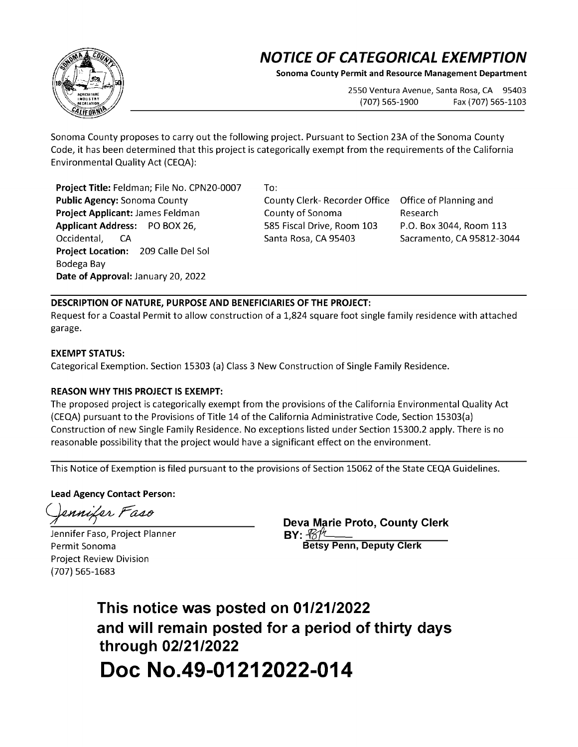# NOTICE OF CATEGORICAL EXEMPTION

**Sonoma County Permit and Resource Management Department**

2550 Ventura Avenue, Santa Rosa, CA 95403
(707) 565-1900 Fax (707) 565-1103

Sonoma County proposes to carry out the following project. Pursuant to Section 23A of the Sonoma County Code, it has been determined that this project is categorically exempt from the requirements of the California Environmental Quality Act (CEQA):

**Project Title:** Feldman; File No. CPN20-0007
**Public Agency:** Sonoma County
**Project Applicant:** James Feldman
**Applicant Address:** PO BOX 26, Occidental, CA
**Project Location:** 209 Calle Del Sol Bodega Bay
**Date of Approval:** January 20, 2022

To:

County Clerk- Recorder Office
County of Sonoma
585 Fiscal Drive, Room 103
Santa Rosa, CA 95403

Office of Planning and Research
P.O. Box 3044, Room 113
Sacramento, CA 95812-3044

**DESCRIPTION OF NATURE, PURPOSE AND BENEFICIARIES OF THE PROJECT:**

Request for a Coastal Permit to allow construction of a 1,824 square foot single family residence with attached garage.

**EXEMPT STATUS:**

Categorical Exemption. Section 15303 (a) Class 3 New Construction of Single Family Residence.

**REASON WHY THIS PROJECT IS EXEMPT:**

The proposed project is categorically exempt from the provisions of the California Environmental Quality Act (CEQA) pursuant to the Provisions of Title 14 of the California Administrative Code, Section 15303(a) Construction of new Single Family Residence. No exceptions listed under Section 15300.2 apply. There is no reasonable possibility that the project would have a significant effect on the environment.

This Notice of Exemption is filed pursuant to the provisions of Section 15062 of the State CEQA Guidelines.

**Lead Agency Contact Person:**

Jennifer Faso

Jennifer Faso, Project Planner
Permit Sonoma
Project Review Division
(707) 565-1683

**Deva Marie Proto, County Clerk**
**BY:** BP
**Betsy Penn, Deputy Clerk**

**This notice was posted on 01/21/2022 and will remain posted for a period of thirty days through 02/21/2022**

**Doc No.49-01212022-014**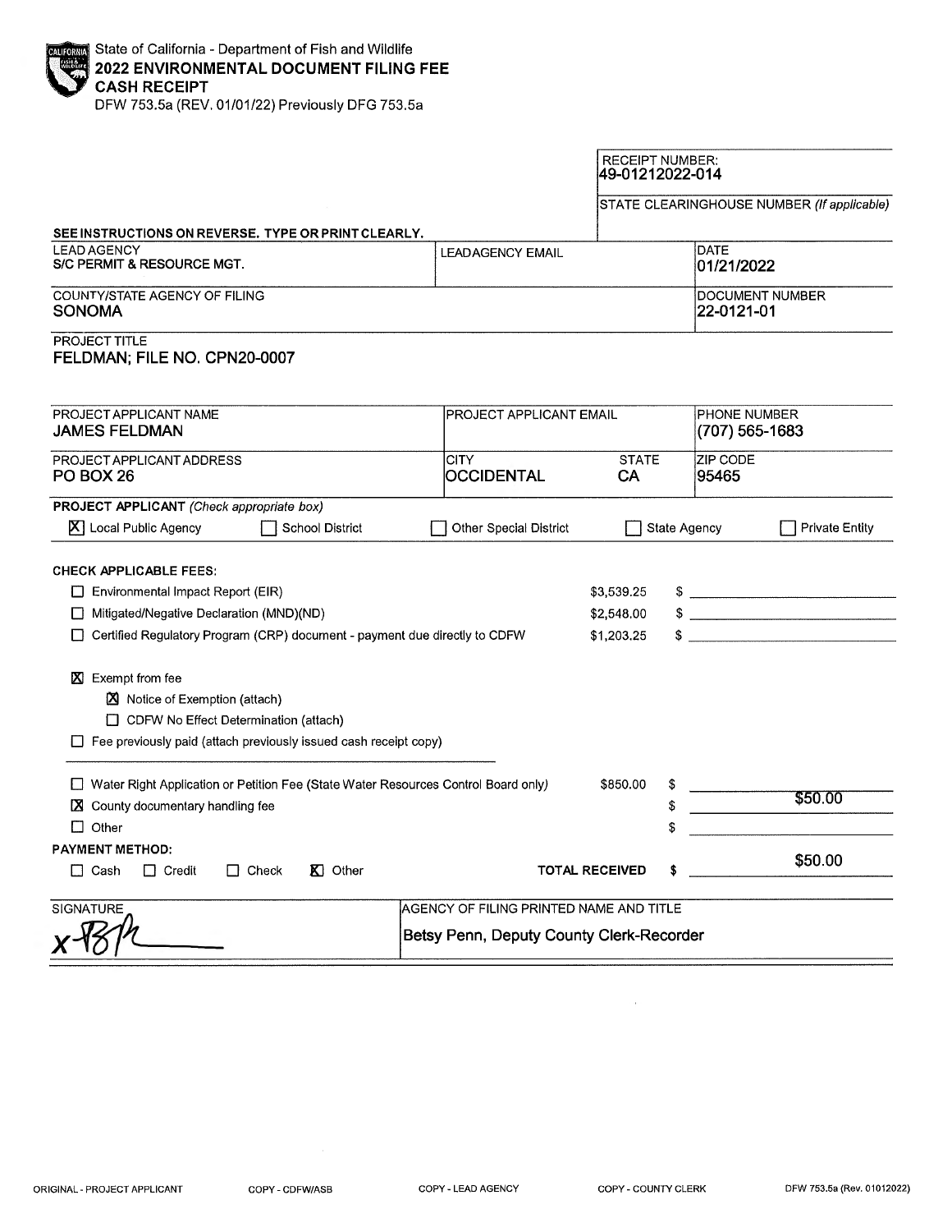State of California - Department of Fish and Wildlife

**2022 ENVIRONMENTAL DOCUMENT FILING FEE**

**CASH RECEIPT**

DFW 753.5a (REV. 01/01/22) Previously DFG 753.5a

RECEIPT NUMBER:
**49-01212022-014**

STATE CLEARINGHOUSE NUMBER *(If applicable)*

**SEE INSTRUCTIONS ON REVERSE. TYPE OR PRINT CLEARLY.**

| LEAD AGENCY | LEAD AGENCY EMAIL | DATE |
|---|---|---|
| S/C PERMIT & RESOURCE MGT. | | 01/21/2022 |

| COUNTY/STATE AGENCY OF FILING | DOCUMENT NUMBER |
|---|---|
| **SONOMA** | 22-0121-01 |

PROJECT TITLE
**FELDMAN; FILE NO. CPN20-0007**

| PROJECT APPLICANT NAME | PROJECT APPLICANT EMAIL | | PHONE NUMBER |
|---|---|---|---|
| **JAMES FELDMAN** | | | (707) 565-1683 |
| PROJECT APPLICANT ADDRESS | CITY | STATE | ZIP CODE |
| **PO BOX 26** | **OCCIDENTAL** | **CA** | 95465 |

**PROJECT APPLICANT** *(Check appropriate box)*

- [X] Local Public Agency
- [ ] School District
- [ ] Other Special District
- [ ] State Agency
- [ ] Private Entity

**CHECK APPLICABLE FEES:**

| | | |
|---|---|---|
| [ ] Environmental Impact Report (EIR) | $3,539.25 | $ |
| [ ] Mitigated/Negative Declaration (MND)(ND) | $2,548.00 | $ |
| [ ] Certified Regulatory Program (CRP) document - payment due directly to CDFW | $1,203.25 | $ |

- [X] Exempt from fee
  - [X] Notice of Exemption (attach)
  - [ ] CDFW No Effect Determination (attach)
- [ ] Fee previously paid (attach previously issued cash receipt copy)

| | | |
|---|---|---|
| [ ] Water Right Application or Petition Fee (State Water Resources Control Board only) | $850.00 | $ |
| [X] County documentary handling fee | | $ $50.00 |
| [ ] Other | | $ |

**PAYMENT METHOD:**

- [ ] Cash
- [ ] Credit
- [ ] Check
- [X] Other

**TOTAL RECEIVED** $ $50.00

| SIGNATURE | AGENCY OF FILING PRINTED NAME AND TITLE |
|---|---|
| x (signature) | Betsy Penn, Deputy County Clerk-Recorder |

ORIGINAL - PROJECT APPLICANT    COPY - CDFW/ASB    COPY - LEAD AGENCY    COPY - COUNTY CLERK    DFW 753.5a (Rev. 01012022)